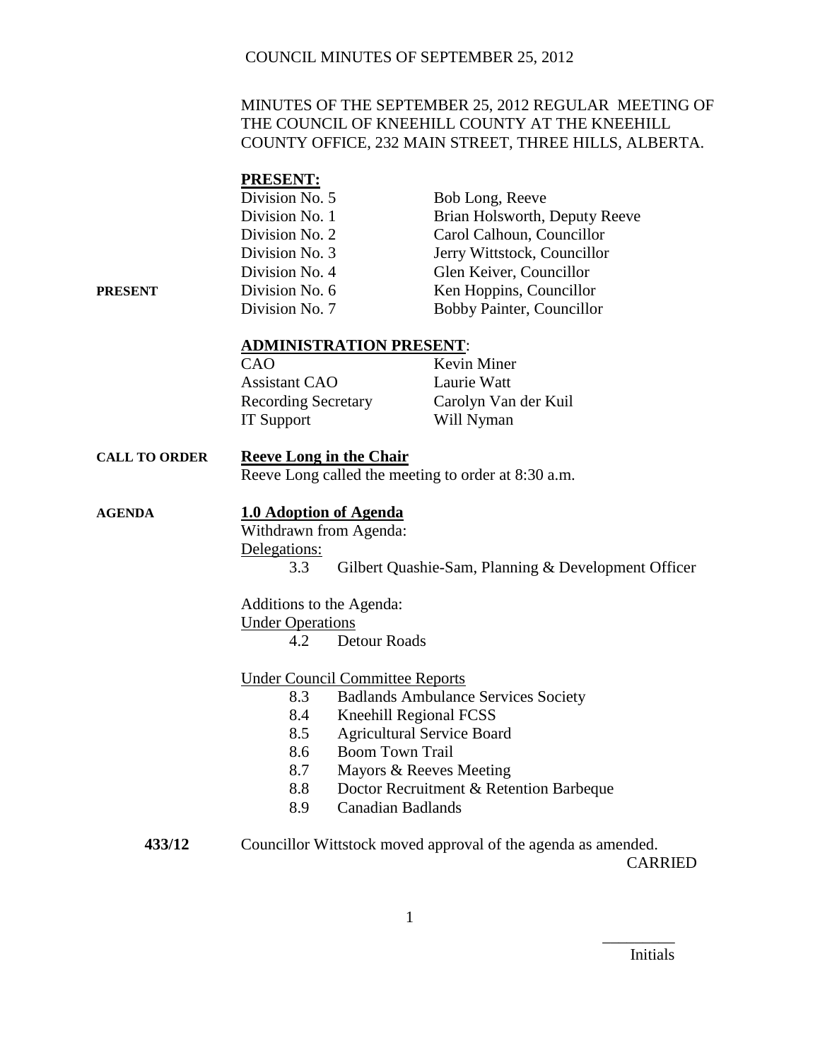MINUTES OF THE SEPTEMBER 25, 2012 REGULAR MEETING OF THE COUNCIL OF KNEEHILL COUNTY AT THE KNEEHILL COUNTY OFFICE, 232 MAIN STREET, THREE HILLS, ALBERTA.

**PRESENT:**

PRESENT

| | |
|---|---|
| Division No. 5 | Bob Long, Reeve |
| Division No. 1 | Brian Holsworth, Deputy Reeve |
| Division No. 2 | Carol Calhoun, Councillor |
| Division No. 3 | Jerry Wittstock, Councillor |
| Division No. 4 | Glen Keiver, Councillor |
| Division No. 6 | Ken Hoppins, Councillor |
| Division No. 7 | Bobby Painter, Councillor |

**ADMINISTRATION PRESENT**:

| | |
|---|---|
| CAO | Kevin Miner |
| Assistant CAO | Laurie Watt |
| Recording Secretary | Carolyn Van der Kuil |
| IT Support | Will Nyman |

**CALL TO ORDER**

**Reeve Long in the Chair**

Reeve Long called the meeting to order at 8:30 a.m.

**AGENDA**

**1.0 Adoption of Agenda**

Withdrawn from Agenda:

Delegations:

3.3 Gilbert Quashie-Sam, Planning & Development Officer

Additions to the Agenda:

Under Operations

4.2 Detour Roads

Under Council Committee Reports

8.3 Badlands Ambulance Services Society
8.4 Kneehill Regional FCSS
8.5 Agricultural Service Board
8.6 Boom Town Trail
8.7 Mayors & Reeves Meeting
8.8 Doctor Recruitment & Retention Barbeque
8.9 Canadian Badlands

**433/12** Councillor Wittstock moved approval of the agenda as amended.

CARRIED

_________ Initials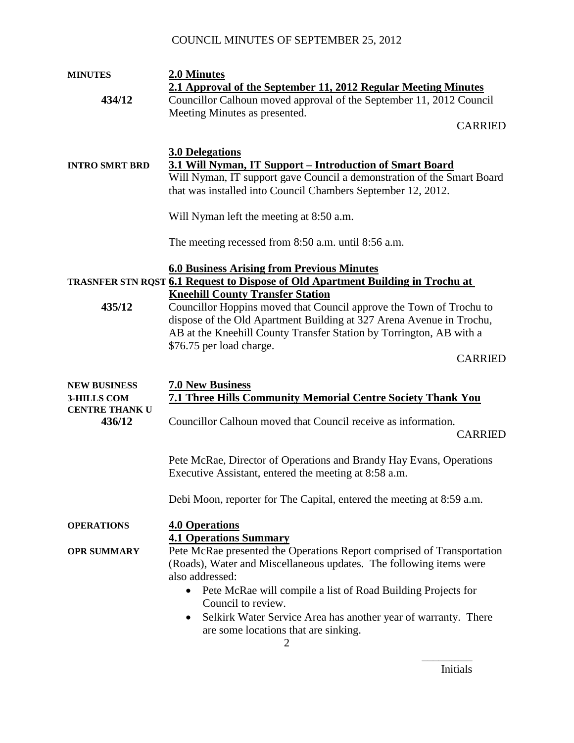| | |
|---|---|
| **MINUTES** | **2.0 Minutes** |
| | **2.1 Approval of the September 11, 2012 Regular Meeting Minutes** |
| **434/12** | Councillor Calhoun moved approval of the September 11, 2012 Council Meeting Minutes as presented. |
| | CARRIED |

**3.0 Delegations**

| | |
|---|---|
| **INTRO SMRT BRD** | **3.1 Will Nyman, IT Support – Introduction of Smart Board** |
| | Will Nyman, IT support gave Council a demonstration of the Smart Board that was installed into Council Chambers September 12, 2012. |

Will Nyman left the meeting at 8:50 a.m.

The meeting recessed from 8:50 a.m. until 8:56 a.m.

**6.0 Business Arising from Previous Minutes**

| | |
|---|---|
| **TRASNFER STN RQST** | **6.1 Request to Dispose of Old Apartment Building in Trochu at Kneehill County Transfer Station** |
| **435/12** | Councillor Hoppins moved that Council approve the Town of Trochu to dispose of the Old Apartment Building at 327 Arena Avenue in Trochu, AB at the Kneehill County Transfer Station by Torrington, AB with a $76.75 per load charge. |
| | CARRIED |

| | |
|---|---|
| **NEW BUSINESS** | **7.0 New Business** |
| **3-HILLS COM CENTRE THANK U** | **7.1 Three Hills Community Memorial Centre Society Thank You** |
| **436/12** | Councillor Calhoun moved that Council receive as information. |
| | CARRIED |

Pete McRae, Director of Operations and Brandy Hay Evans, Operations Executive Assistant, entered the meeting at 8:58 a.m.

Debi Moon, reporter for The Capital, entered the meeting at 8:59 a.m.

| | |
|---|---|
| **OPERATIONS** | **4.0 Operations** |
| | **4.1 Operations Summary** |
| **OPR SUMMARY** | Pete McRae presented the Operations Report comprised of Transportation (Roads), Water and Miscellaneous updates. The following items were also addressed: |

- Pete McRae will compile a list of Road Building Projects for Council to review.
- Selkirk Water Service Area has another year of warranty. There are some locations that are sinking.

Initials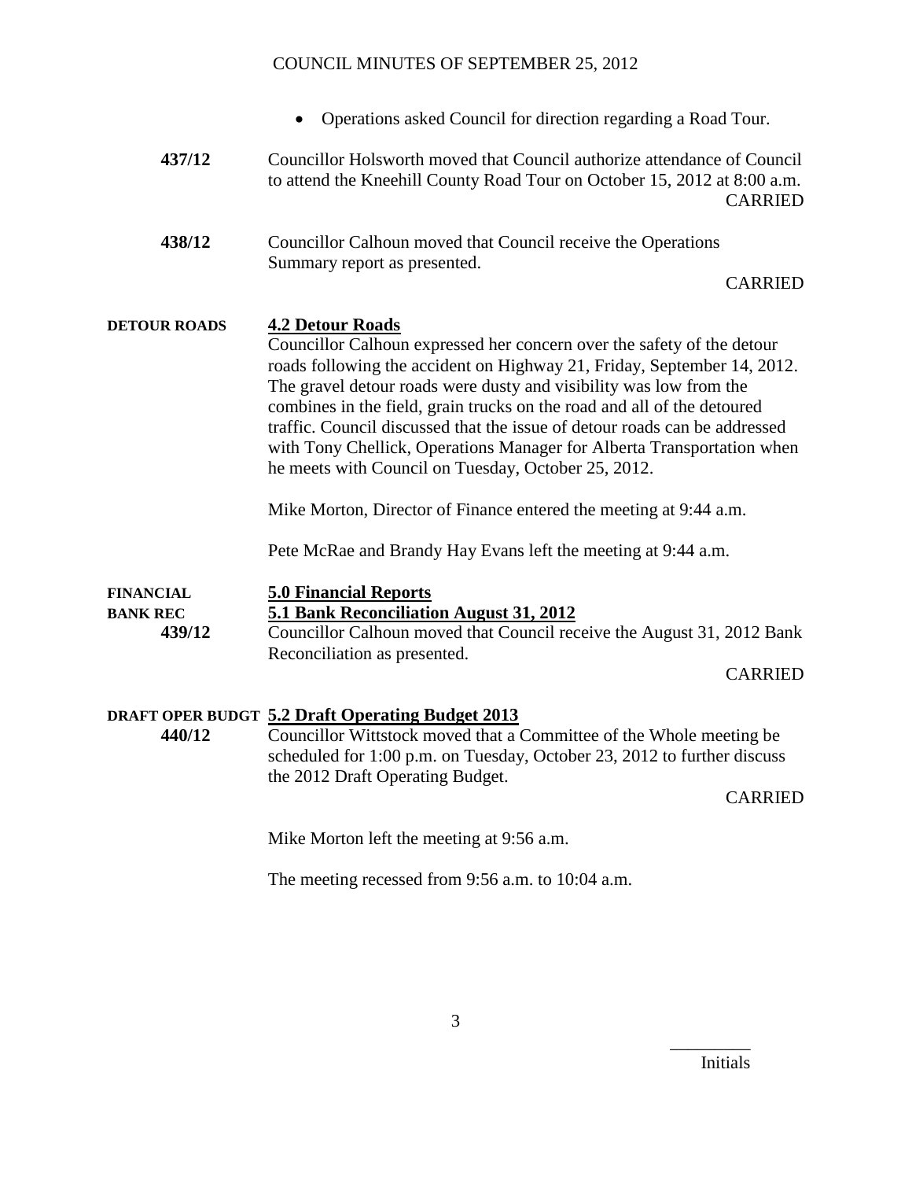- Operations asked Council for direction regarding a Road Tour.

**437/12** Councillor Holsworth moved that Council authorize attendance of Council to attend the Kneehill County Road Tour on October 15, 2012 at 8:00 a.m.

CARRIED

**438/12** Councillor Calhoun moved that Council receive the Operations Summary report as presented.

CARRIED

**DETOUR ROADS**

## 4.2 Detour Roads

Councillor Calhoun expressed her concern over the safety of the detour roads following the accident on Highway 21, Friday, September 14, 2012. The gravel detour roads were dusty and visibility was low from the combines in the field, grain trucks on the road and all of the detoured traffic. Council discussed that the issue of detour roads can be addressed with Tony Chellick, Operations Manager for Alberta Transportation when he meets with Council on Tuesday, October 25, 2012.

Mike Morton, Director of Finance entered the meeting at 9:44 a.m.

Pete McRae and Brandy Hay Evans left the meeting at 9:44 a.m.

**FINANCIAL**

## 5.0 Financial Reports

**BANK REC**

### 5.1 Bank Reconciliation August 31, 2012

**439/12** Councillor Calhoun moved that Council receive the August 31, 2012 Bank Reconciliation as presented.

CARRIED

**DRAFT OPER BUDGT**

### 5.2 Draft Operating Budget 2013

**440/12** Councillor Wittstock moved that a Committee of the Whole meeting be scheduled for 1:00 p.m. on Tuesday, October 23, 2012 to further discuss the 2012 Draft Operating Budget.

CARRIED

Mike Morton left the meeting at 9:56 a.m.

The meeting recessed from 9:56 a.m. to 10:04 a.m.

_________
Initials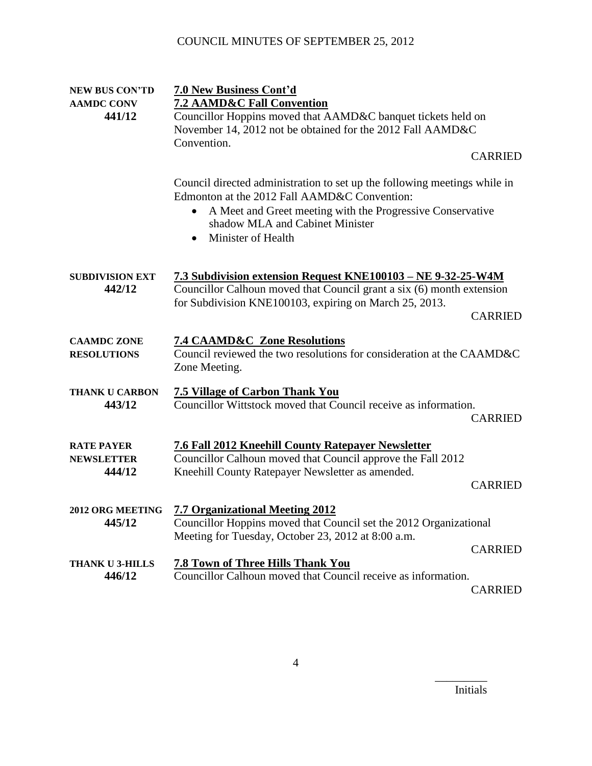**NEW BUS CON'TD**
**AAMDC CONV**
**441/12**

**7.0 New Business Cont'd**

**7.2 AAMD&C Fall Convention**

Councillor Hoppins moved that AAMD&C banquet tickets held on November 14, 2012 not be obtained for the 2012 Fall AAMD&C Convention.

CARRIED

Council directed administration to set up the following meetings while in Edmonton at the 2012 Fall AAMD&C Convention:

- A Meet and Greet meeting with the Progressive Conservative shadow MLA and Cabinet Minister
- Minister of Health

**SUBDIVISION EXT**
**442/12**

**7.3 Subdivision extension Request KNE100103 – NE 9-32-25-W4M**

Councillor Calhoun moved that Council grant a six (6) month extension for Subdivision KNE100103, expiring on March 25, 2013.

CARRIED

**CAAMDC ZONE**
**RESOLUTIONS**

**7.4 CAAMD&C Zone Resolutions**

Council reviewed the two resolutions for consideration at the CAAMD&C Zone Meeting.

**THANK U CARBON**
**443/12**

**7.5 Village of Carbon Thank You**

Councillor Wittstock moved that Council receive as information.

CARRIED

**RATE PAYER**
**NEWSLETTER**
**444/12**

**7.6 Fall 2012 Kneehill County Ratepayer Newsletter**

Councillor Calhoun moved that Council approve the Fall 2012 Kneehill County Ratepayer Newsletter as amended.

CARRIED

**2012 ORG MEETING**
**445/12**

**7.7 Organizational Meeting 2012**

Councillor Hoppins moved that Council set the 2012 Organizational Meeting for Tuesday, October 23, 2012 at 8:00 a.m.

CARRIED

**THANK U 3-HILLS**
**446/12**

**7.8 Town of Three Hills Thank You**

Councillor Calhoun moved that Council receive as information.

CARRIED

_________
Initials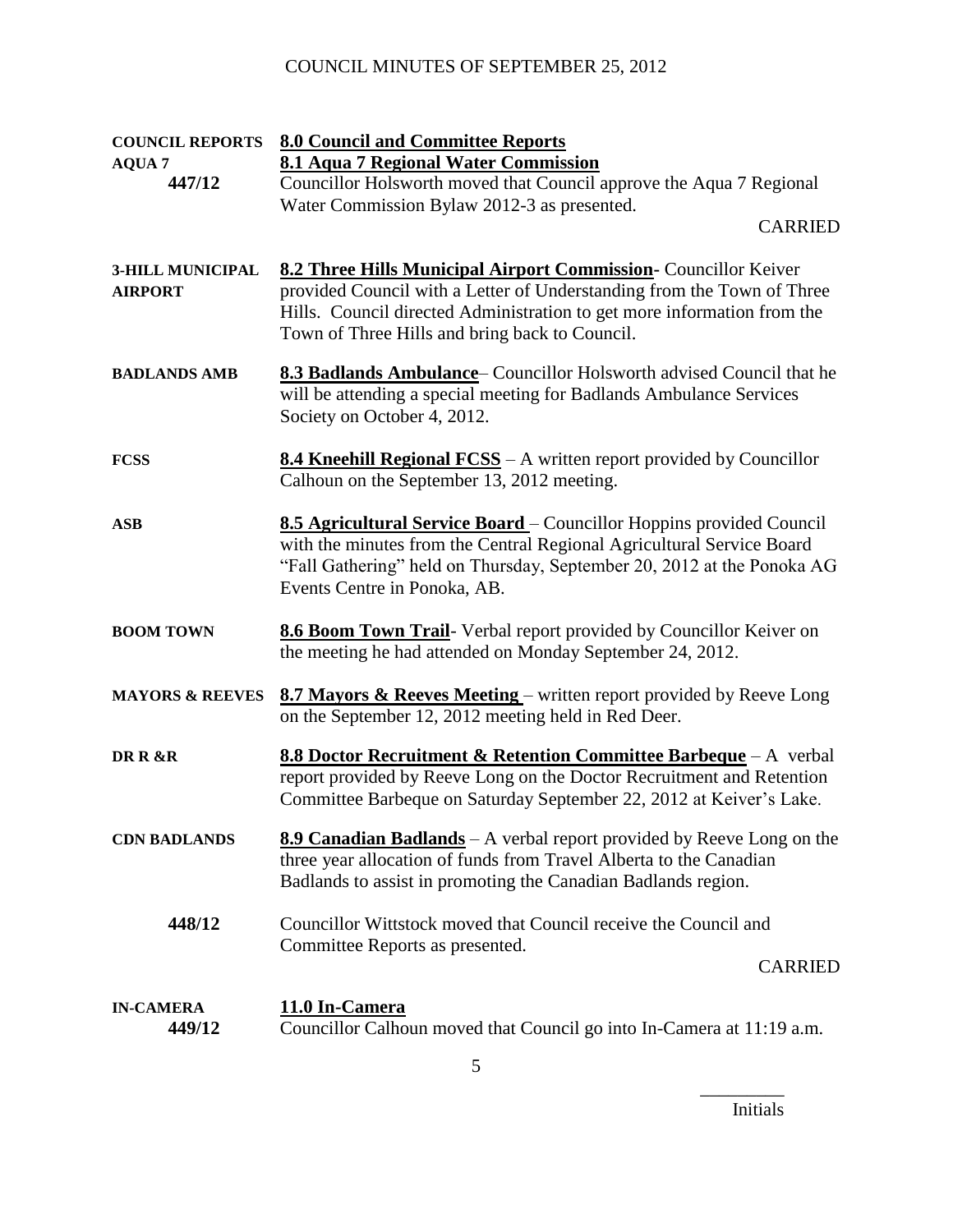**COUNCIL REPORTS** **8.0 Council and Committee Reports**

**AQUA 7** **8.1 Aqua 7 Regional Water Commission**

**447/12** Councillor Holsworth moved that Council approve the Aqua 7 Regional Water Commission Bylaw 2012-3 as presented.

CARRIED

**3-HILL MUNICIPAL AIRPORT** **8.2 Three Hills Municipal Airport Commission-** Councillor Keiver provided Council with a Letter of Understanding from the Town of Three Hills. Council directed Administration to get more information from the Town of Three Hills and bring back to Council.

**BADLANDS AMB** **8.3 Badlands Ambulance**– Councillor Holsworth advised Council that he will be attending a special meeting for Badlands Ambulance Services Society on October 4, 2012.

**FCSS** **8.4 Kneehill Regional FCSS** – A written report provided by Councillor Calhoun on the September 13, 2012 meeting.

**ASB** **8.5 Agricultural Service Board** – Councillor Hoppins provided Council with the minutes from the Central Regional Agricultural Service Board "Fall Gathering" held on Thursday, September 20, 2012 at the Ponoka AG Events Centre in Ponoka, AB.

**BOOM TOWN** **8.6 Boom Town Trail**- Verbal report provided by Councillor Keiver on the meeting he had attended on Monday September 24, 2012.

**MAYORS & REEVES** **8.7 Mayors & Reeves Meeting** – written report provided by Reeve Long on the September 12, 2012 meeting held in Red Deer.

**DR R &R** **8.8 Doctor Recruitment & Retention Committee Barbeque** – A verbal report provided by Reeve Long on the Doctor Recruitment and Retention Committee Barbeque on Saturday September 22, 2012 at Keiver's Lake.

**CDN BADLANDS** **8.9 Canadian Badlands** – A verbal report provided by Reeve Long on the three year allocation of funds from Travel Alberta to the Canadian Badlands to assist in promoting the Canadian Badlands region.

**448/12** Councillor Wittstock moved that Council receive the Council and Committee Reports as presented.

CARRIED

**IN-CAMERA** **11.0 In-Camera**

**449/12** Councillor Calhoun moved that Council go into In-Camera at 11:19 a.m.

\_\_\_\_\_\_\_\_\_

Initials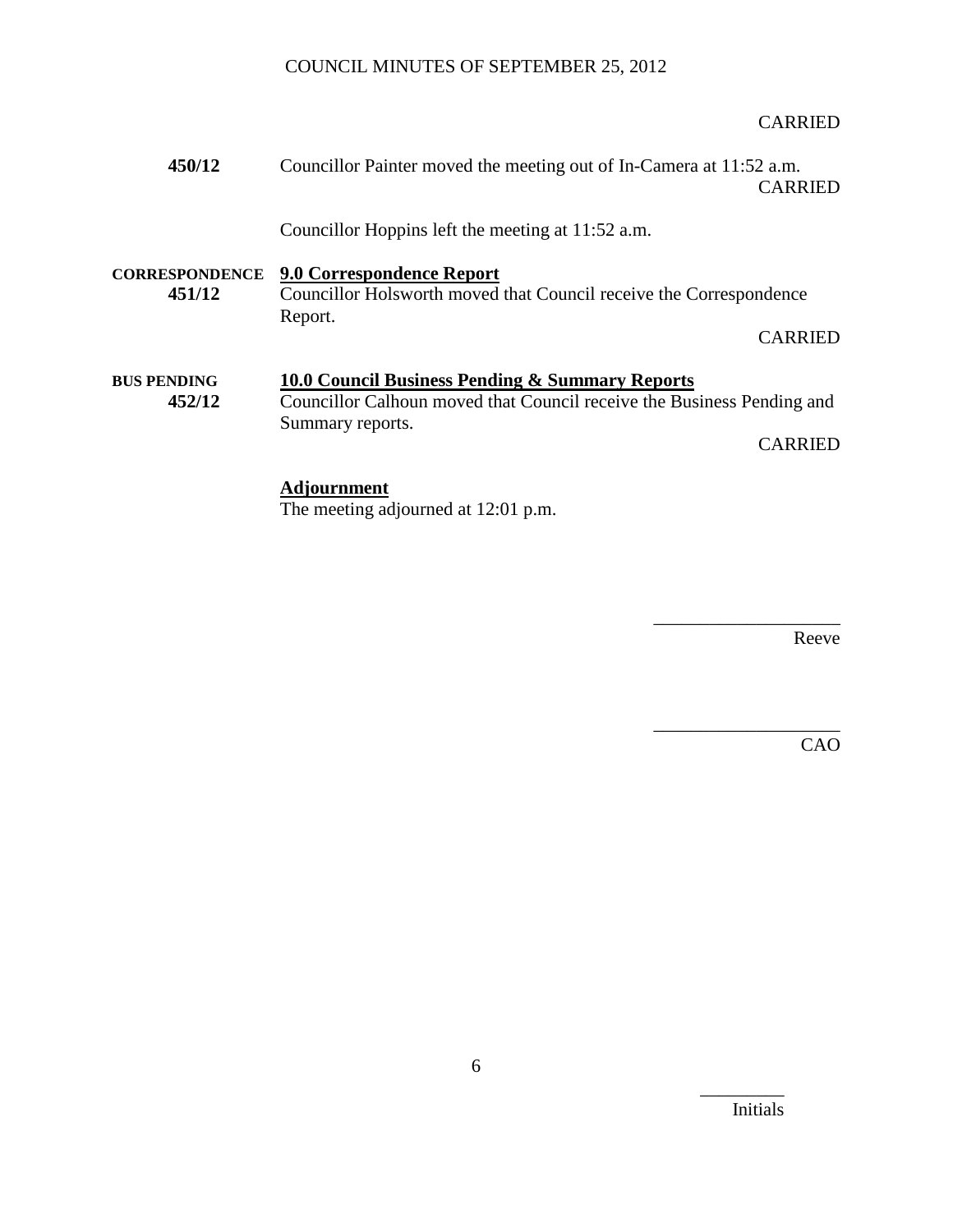CARRIED

**450/12** Councillor Painter moved the meeting out of In-Camera at 11:52 a.m.

CARRIED

Councillor Hoppins left the meeting at 11:52 a.m.

**CORRESPONDENCE**

**<u>9.0 Correspondence Report</u>**

**451/12** Councillor Holsworth moved that Council receive the Correspondence Report.

CARRIED

**BUS PENDING**

**<u>10.0 Council Business Pending & Summary Reports</u>**

**452/12** Councillor Calhoun moved that Council receive the Business Pending and Summary reports.

CARRIED

**<u>Adjournment</u>**

The meeting adjourned at 12:01 p.m.

\_\_\_\_\_\_\_\_\_\_\_\_\_\_\_\_\_\_\_\_

Reeve

\_\_\_\_\_\_\_\_\_\_\_\_\_\_\_\_\_\_\_\_

CAO

\_\_\_\_\_\_\_\_\_

Initials